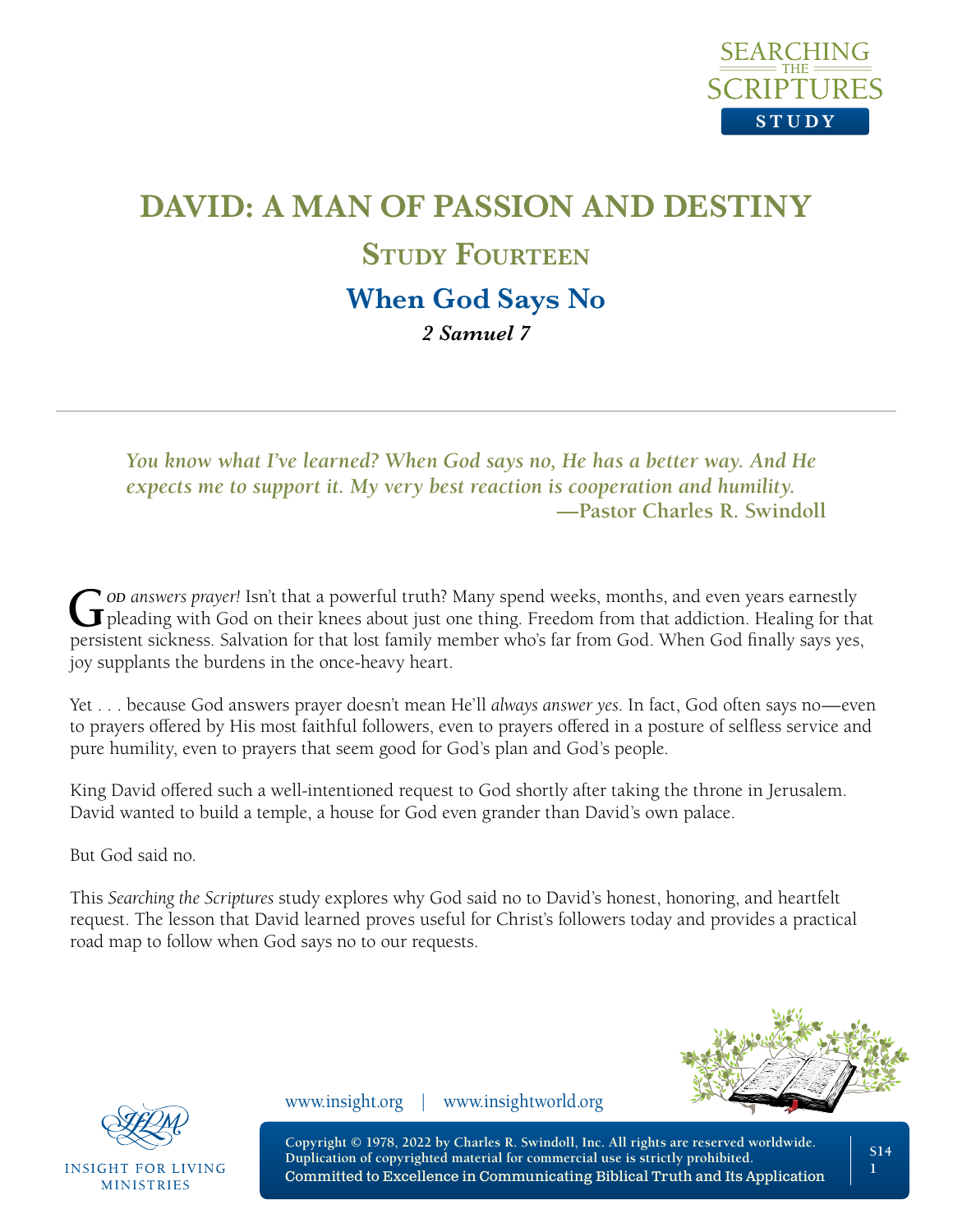# DAVID: A MAN OF PASSION AND DESTINY

## Study Fourteen

## When God Says No

***2 Samuel 7***

---

***You know what I've learned? When God says no, He has a better way. And He expects me to support it. My very best reaction is cooperation and humility.***
**—Pastor Charles R. Swindoll**

God *answers prayer!* Isn't that a powerful truth? Many spend weeks, months, and even years earnestly pleading with God on their knees about just one thing. Freedom from that addiction. Healing for that persistent sickness. Salvation for that lost family member who's far from God. When God finally says yes, joy supplants the burdens in the once-heavy heart.

Yet . . . because God answers prayer doesn't mean He'll *always answer yes*. In fact, God often says no—even to prayers offered by His most faithful followers, even to prayers offered in a posture of selfless service and pure humility, even to prayers that seem good for God's plan and God's people.

King David offered such a well-intentioned request to God shortly after taking the throne in Jerusalem. David wanted to build a temple, a house for God even grander than David's own palace.

But God said no.

This *Searching the Scriptures* study explores why God said no to David's honest, honoring, and heartfelt request. The lesson that David learned proves useful for Christ's followers today and provides a practical road map to follow when God says no to our requests.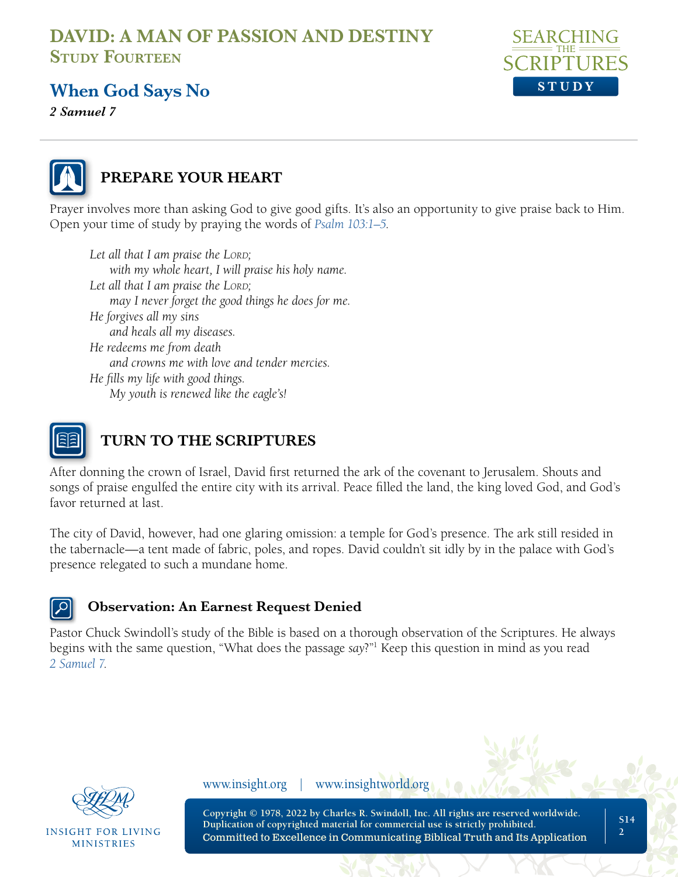# DAVID: A MAN OF PASSION AND DESTINY
## Study Fourteen

## When God Says No

***2 Samuel 7***

### PREPARE YOUR HEART

Prayer involves more than asking God to give good gifts. It's also an opportunity to give praise back to Him. Open your time of study by praying the words of *Psalm 103:1–5*.

> *Let all that I am praise the Lord;*
> *with my whole heart, I will praise his holy name.*
> *Let all that I am praise the Lord;*
> *may I never forget the good things he does for me.*
> *He forgives all my sins*
> *and heals all my diseases.*
> *He redeems me from death*
> *and crowns me with love and tender mercies.*
> *He fills my life with good things.*
> *My youth is renewed like the eagle's!*

### TURN TO THE SCRIPTURES

After donning the crown of Israel, David first returned the ark of the covenant to Jerusalem. Shouts and songs of praise engulfed the entire city with its arrival. Peace filled the land, the king loved God, and God's favor returned at last.

The city of David, however, had one glaring omission: a temple for God's presence. The ark still resided in the tabernacle—a tent made of fabric, poles, and ropes. David couldn't sit idly by in the palace with God's presence relegated to such a mundane home.

#### Observation: An Earnest Request Denied

Pastor Chuck Swindoll's study of the Bible is based on a thorough observation of the Scriptures. He always begins with the same question, "What does the passage *say*?"[1] Keep this question in mind as you read *2 Samuel 7*.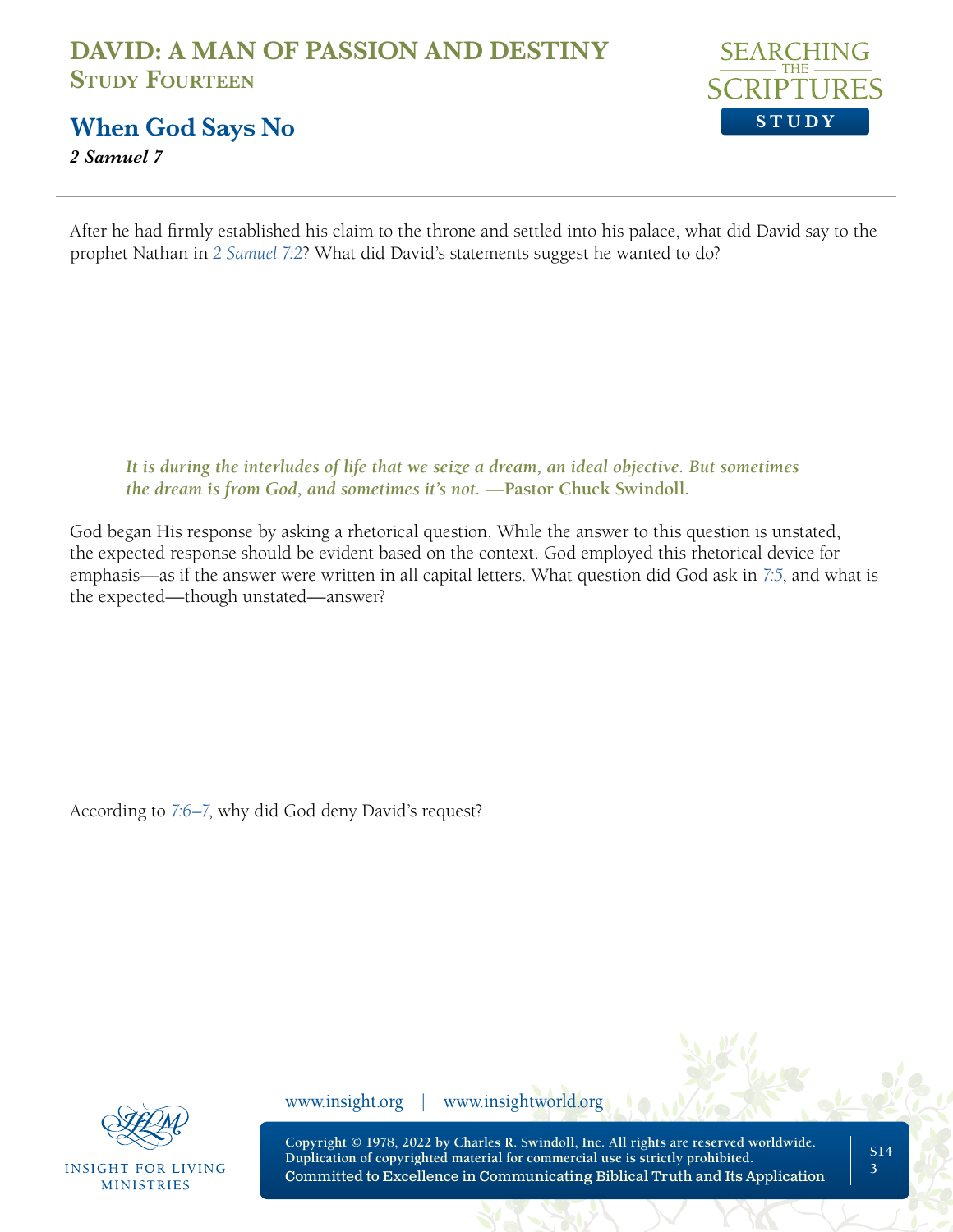After he had firmly established his claim to the throne and settled into his palace, what did David say to the prophet Nathan in 2 Samuel 7:2? What did David's statements suggest he wanted to do?

> ***It is during the interludes of life that we seize a dream, an ideal objective. But sometimes the dream is from God, and sometimes it's not.* —Pastor Chuck Swindoll.**

God began His response by asking a rhetorical question. While the answer to this question is unstated, the expected response should be evident based on the context. God employed this rhetorical device for emphasis—as if the answer were written in all capital letters. What question did God ask in 7:5, and what is the expected—though unstated—answer?

According to 7:6–7, why did God deny David's request?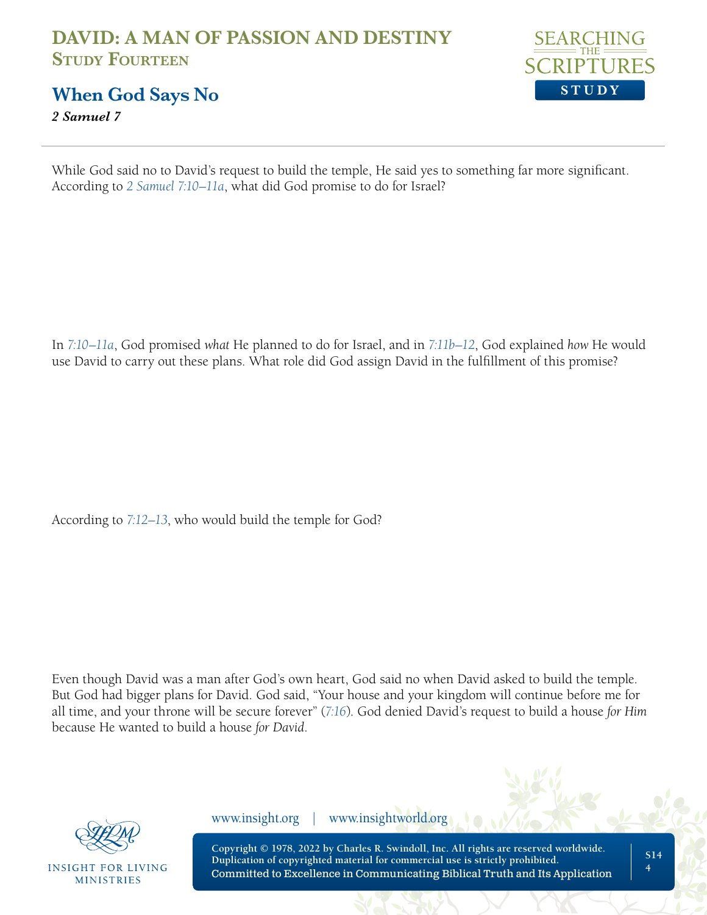# DAVID: A MAN OF PASSION AND DESTINY
## Study Fourteen

## When God Says No
***2 Samuel 7***

While God said no to David's request to build the temple, He said yes to something far more significant. According to 2 Samuel 7:10–11a, what did God promise to do for Israel?

In 7:10–11a, God promised *what* He planned to do for Israel, and in 7:11b–12, God explained *how* He would use David to carry out these plans. What role did God assign David in the fulfillment of this promise?

According to 7:12–13, who would build the temple for God?

Even though David was a man after God's own heart, God said no when David asked to build the temple. But God had bigger plans for David. God said, "Your house and your kingdom will continue before me for all time, and your throne will be secure forever" (7:16). God denied David's request to build a house *for Him* because He wanted to build a house *for David*.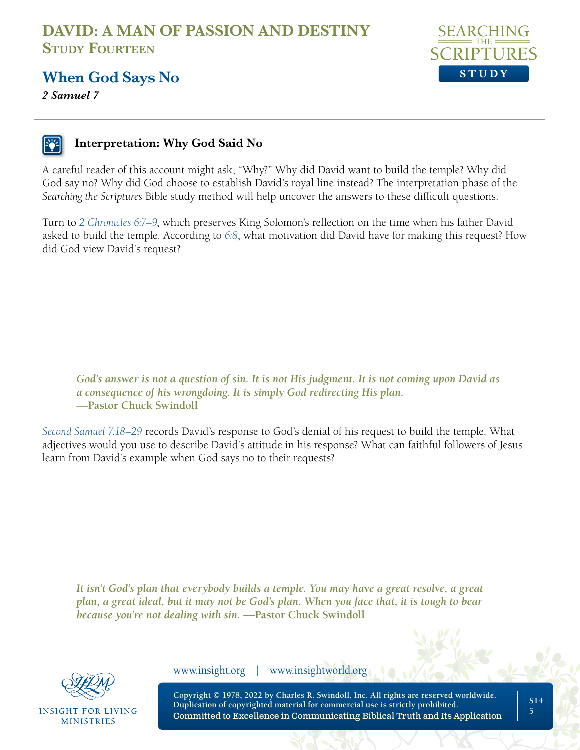### Interpretation: Why God Said No

A careful reader of this account might ask, "Why?" Why did David want to build the temple? Why did God say no? Why did God choose to establish David's royal line instead? The interpretation phase of the *Searching the Scriptures* Bible study method will help uncover the answers to these difficult questions.

Turn to 2 Chronicles 6:7–9, which preserves King Solomon's reflection on the time when his father David asked to build the temple. According to 6:8, what motivation did David have for making this request? How did God view David's request?

> ***God's answer is not a question of sin. It is not His judgment. It is not coming upon David as a consequence of his wrongdoing. It is simply God redirecting His plan.***
> **—Pastor Chuck Swindoll**

Second Samuel 7:18–29 records David's response to God's denial of his request to build the temple. What adjectives would you use to describe David's attitude in his response? What can faithful followers of Jesus learn from David's example when God says no to their requests?

> ***It isn't God's plan that everybody builds a temple. You may have a great resolve, a great plan, a great ideal, but it may not be God's plan. When you face that, it is tough to bear because you're not dealing with sin.*** **—Pastor Chuck Swindoll**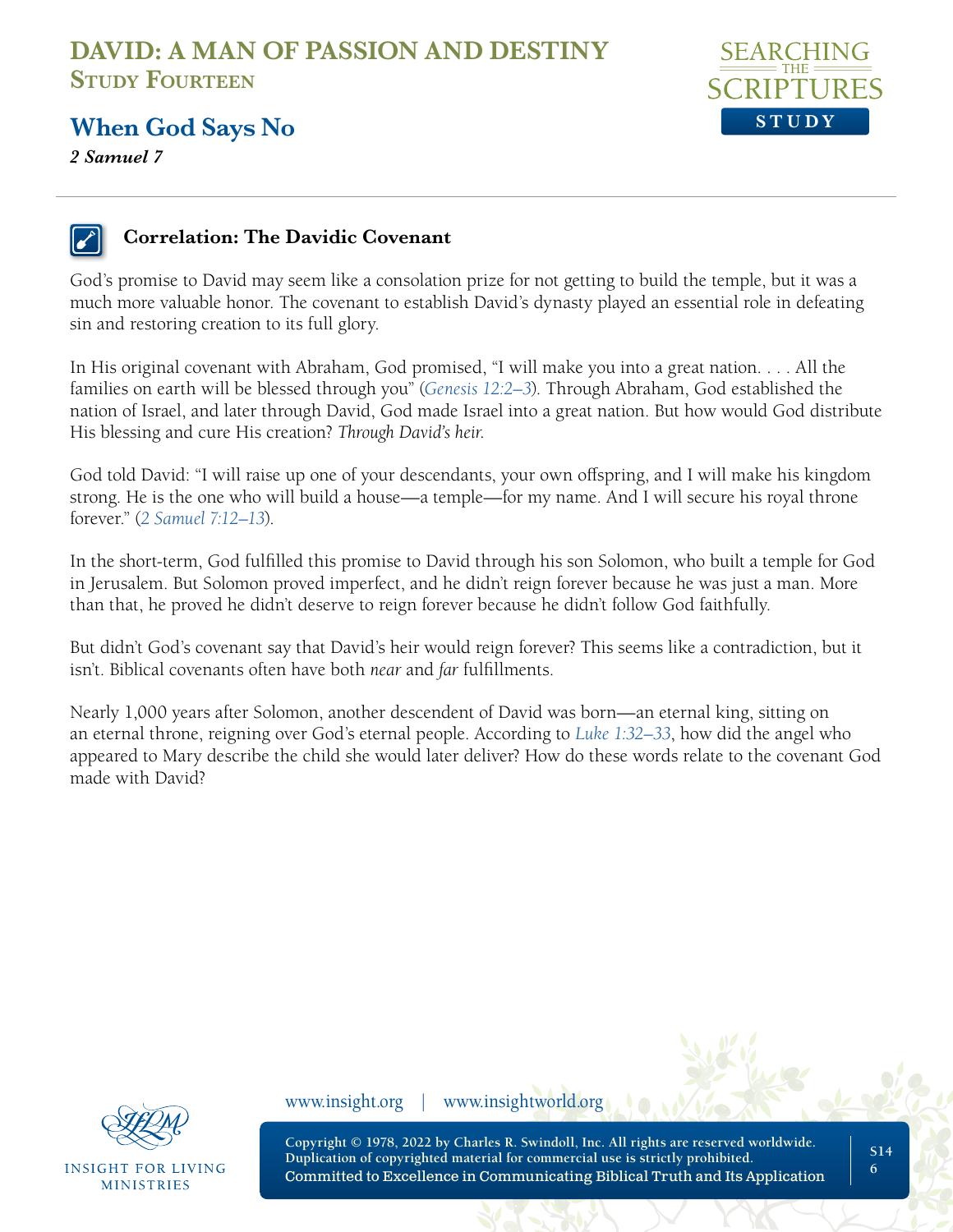## Correlation: The Davidic Covenant

God's promise to David may seem like a consolation prize for not getting to build the temple, but it was a much more valuable honor. The covenant to establish David's dynasty played an essential role in defeating sin and restoring creation to its full glory.

In His original covenant with Abraham, God promised, "I will make you into a great nation. . . . All the families on earth will be blessed through you" (*Genesis 12:2–3*). Through Abraham, God established the nation of Israel, and later through David, God made Israel into a great nation. But how would God distribute His blessing and cure His creation? *Through David's heir.*

God told David: "I will raise up one of your descendants, your own offspring, and I will make his kingdom strong. He is the one who will build a house—a temple—for my name. And I will secure his royal throne forever." (*2 Samuel 7:12–13*).

In the short-term, God fulfilled this promise to David through his son Solomon, who built a temple for God in Jerusalem. But Solomon proved imperfect, and he didn't reign forever because he was just a man. More than that, he proved he didn't deserve to reign forever because he didn't follow God faithfully.

But didn't God's covenant say that David's heir would reign forever? This seems like a contradiction, but it isn't. Biblical covenants often have both *near* and *far* fulfillments.

Nearly 1,000 years after Solomon, another descendent of David was born—an eternal king, sitting on an eternal throne, reigning over God's eternal people. According to *Luke 1:32–33*, how did the angel who appeared to Mary describe the child she would later deliver? How do these words relate to the covenant God made with David?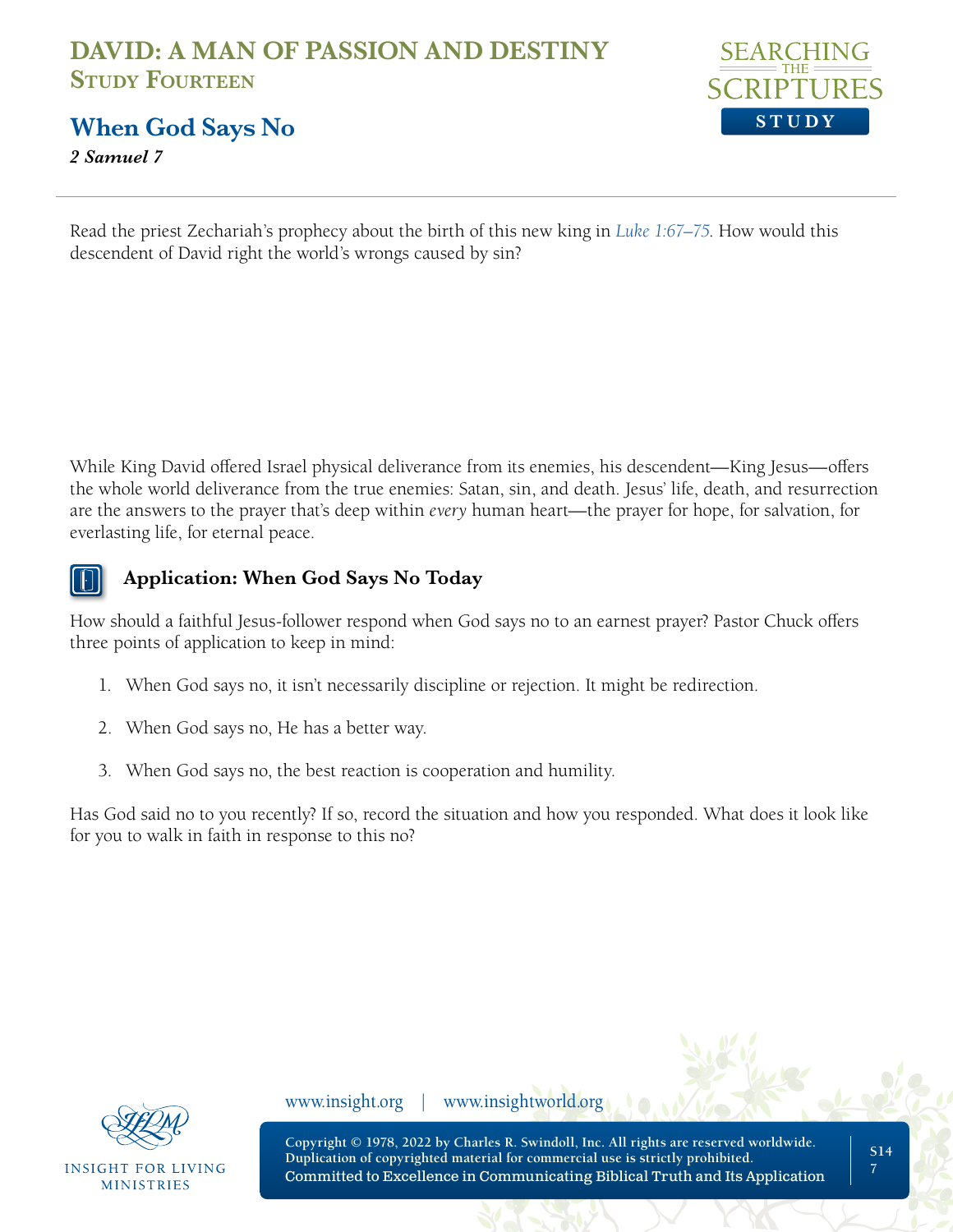Read the priest Zechariah's prophecy about the birth of this new king in *Luke 1:67–75*. How would this descendent of David right the world's wrongs caused by sin?

While King David offered Israel physical deliverance from its enemies, his descendent—King Jesus—offers the whole world deliverance from the true enemies: Satan, sin, and death. Jesus' life, death, and resurrection are the answers to the prayer that's deep within *every* human heart—the prayer for hope, for salvation, for everlasting life, for eternal peace.

### Application: When God Says No Today

How should a faithful Jesus-follower respond when God says no to an earnest prayer? Pastor Chuck offers three points of application to keep in mind:

1. When God says no, it isn't necessarily discipline or rejection. It might be redirection.
2. When God says no, He has a better way.
3. When God says no, the best reaction is cooperation and humility.

Has God said no to you recently? If so, record the situation and how you responded. What does it look like for you to walk in faith in response to this no?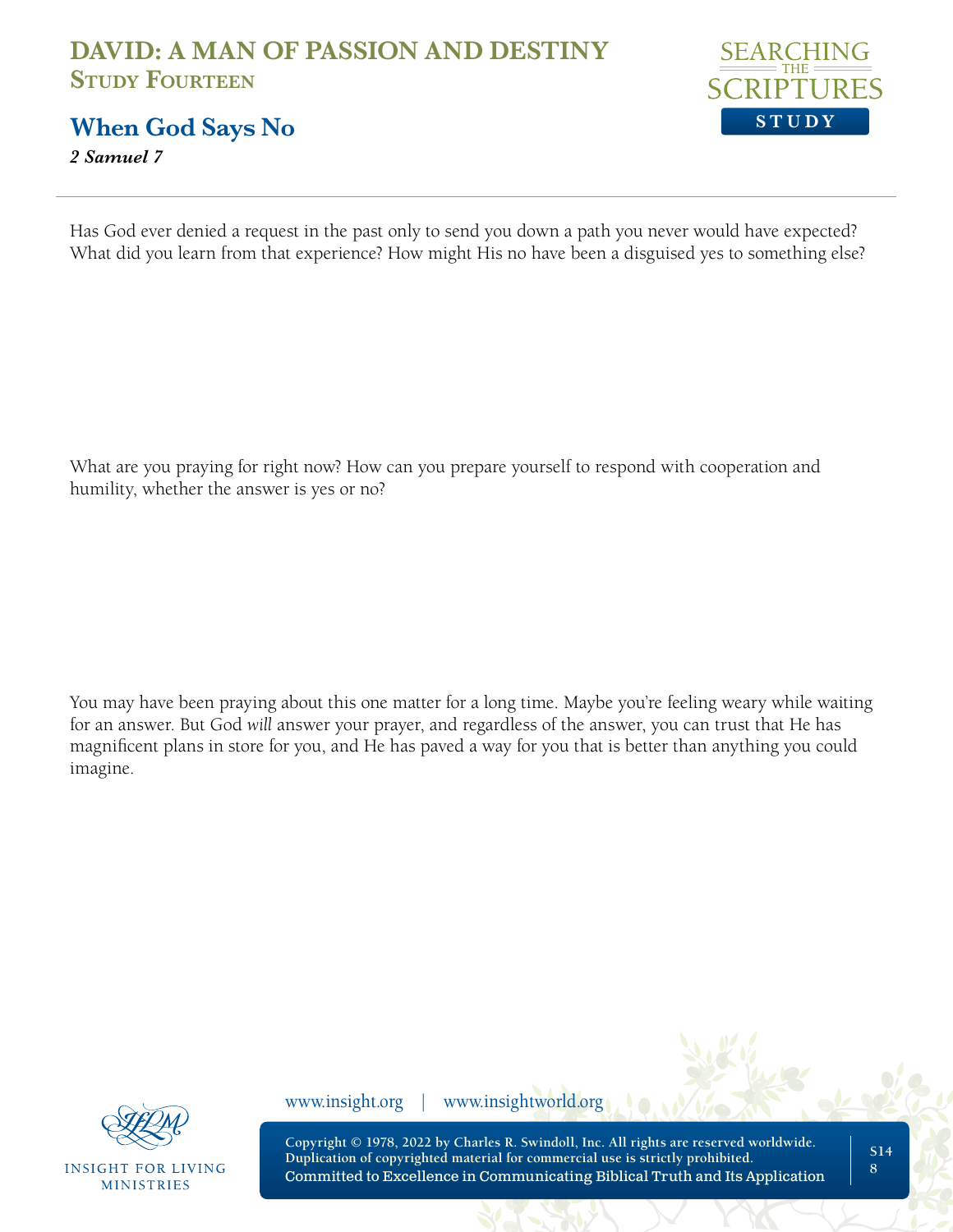Has God ever denied a request in the past only to send you down a path you never would have expected? What did you learn from that experience? How might His no have been a disguised yes to something else?

What are you praying for right now? How can you prepare yourself to respond with cooperation and humility, whether the answer is yes or no?

You may have been praying about this one matter for a long time. Maybe you're feeling weary while waiting for an answer. But God *will* answer your prayer, and regardless of the answer, you can trust that He has magnificent plans in store for you, and He has paved a way for you that is better than anything you could imagine.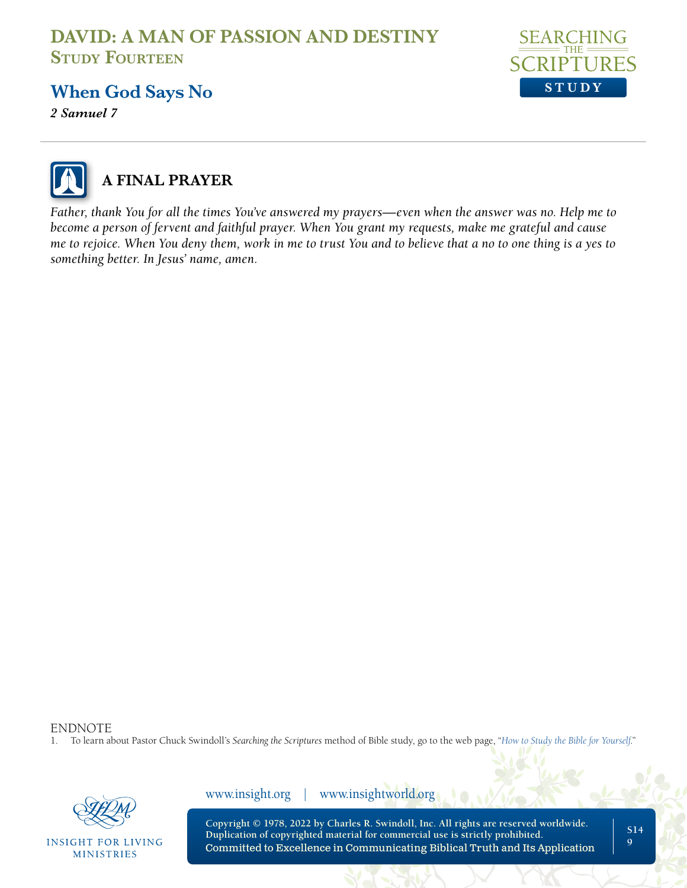## A FINAL PRAYER

*Father, thank You for all the times You've answered my prayers—even when the answer was no. Help me to become a person of fervent and faithful prayer. When You grant my requests, make me grateful and cause me to rejoice. When You deny them, work in me to trust You and to believe that a no to one thing is a yes to something better. In Jesus' name, amen.*

ENDNOTE

1. To learn about Pastor Chuck Swindoll's *Searching the Scriptures* method of Bible study, go to the web page, "*How to Study the Bible for Yourself*."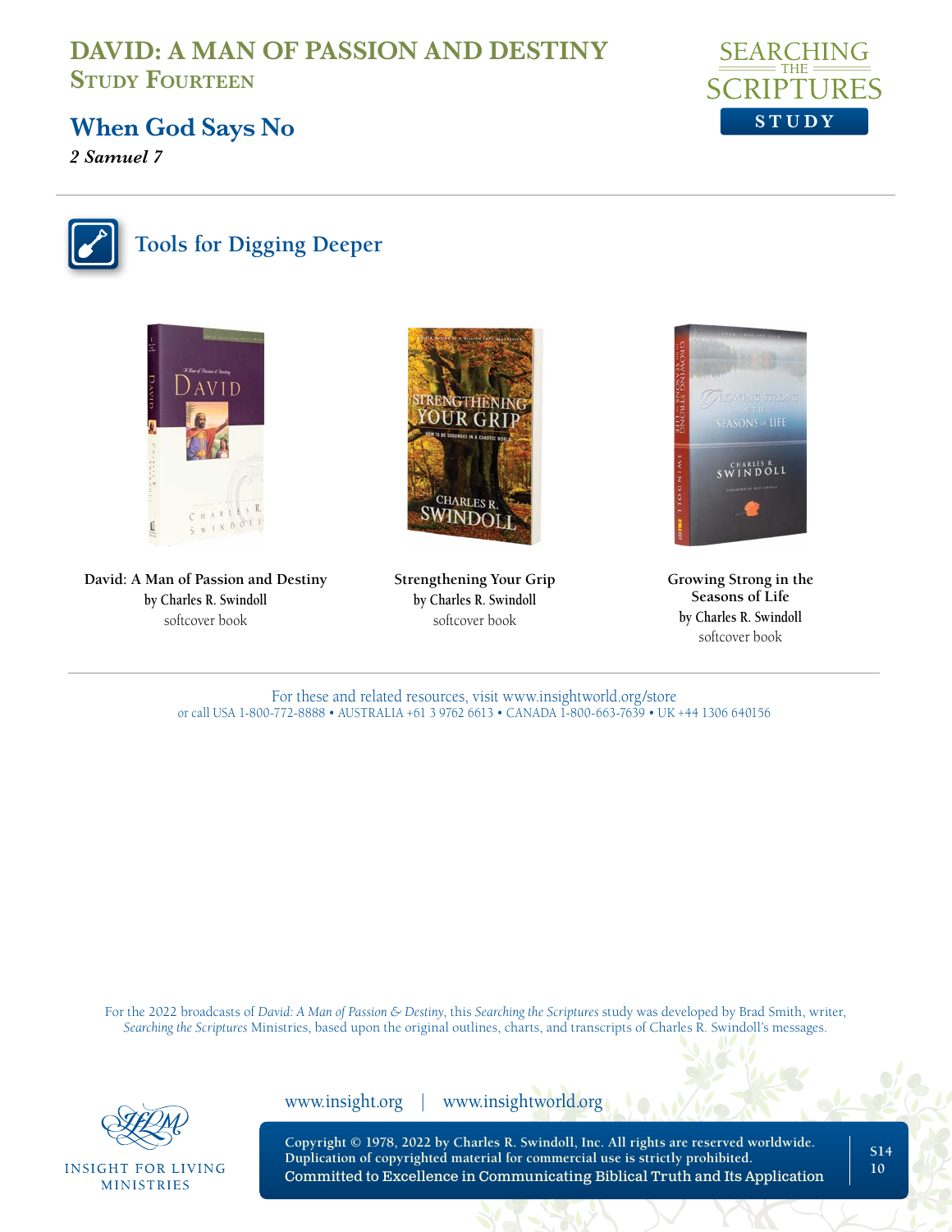# DAVID: A MAN OF PASSION AND DESTINY
## STUDY FOURTEEN

## When God Says No
*2 Samuel 7*

### Tools for Digging Deeper

**David: A Man of Passion and Destiny**
by Charles R. Swindoll
softcover book

**Strengthening Your Grip**
by Charles R. Swindoll
softcover book

**Growing Strong in the Seasons of Life**
by Charles R. Swindoll
softcover book

For these and related resources, visit www.insightworld.org/store
or call USA 1-800-772-8888 • AUSTRALIA +61 3 9762 6613 • CANADA 1-800-663-7639 • UK +44 1306 640156

For the 2022 broadcasts of *David: A Man of Passion & Destiny*, this *Searching the Scriptures* study was developed by Brad Smith, writer, *Searching the Scriptures* Ministries, based upon the original outlines, charts, and transcripts of Charles R. Swindoll's messages.

www.insight.org | www.insightworld.org

Copyright © 1978, 2022 by Charles R. Swindoll, Inc. All rights are reserved worldwide. Duplication of copyrighted material for commercial use is strictly prohibited.
Committed to Excellence in Communicating Biblical Truth and Its Application